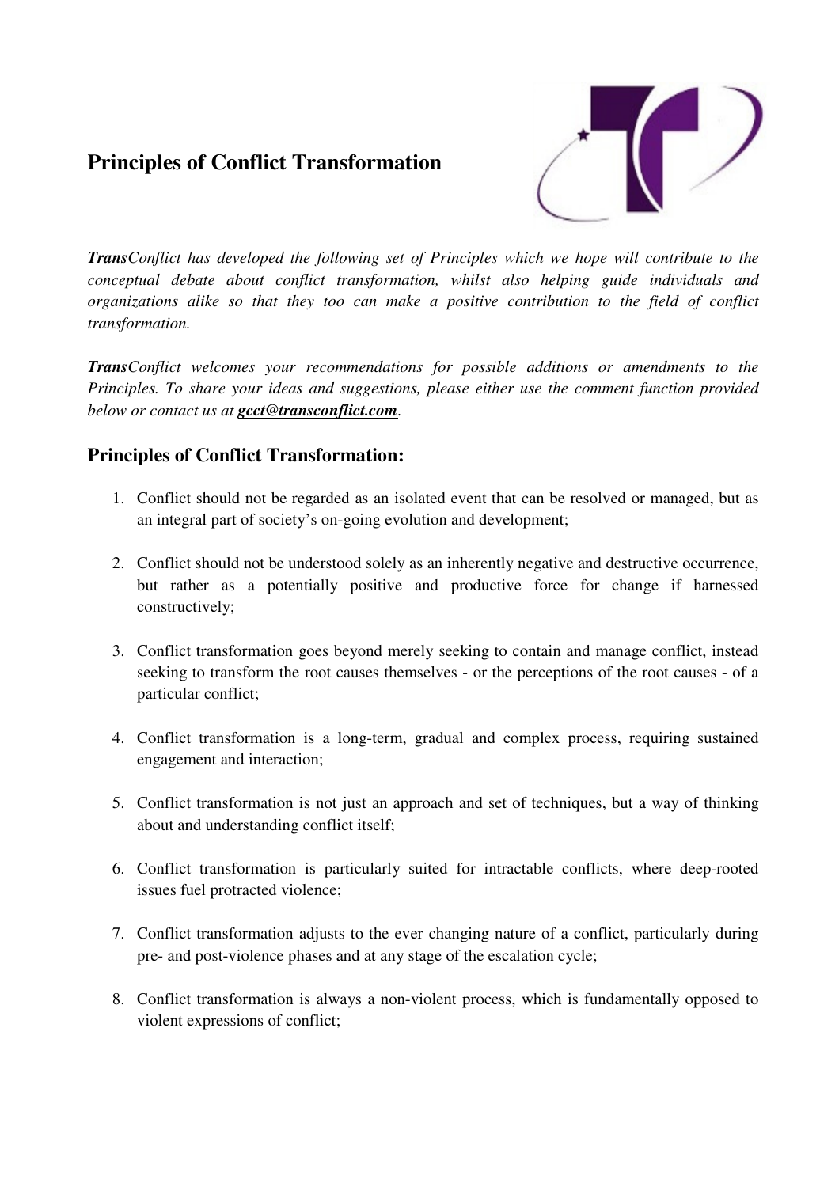# Principles of Conflict Transformation

***Trans****Conflict has developed the following set of Principles which we hope will contribute to the conceptual debate about conflict transformation, whilst also helping guide individuals and organizations alike so that they too can make a positive contribution to the field of conflict transformation.*

***Trans****Conflict welcomes your recommendations for possible additions or amendments to the Principles. To share your ideas and suggestions, please either use the comment function provided below or contact us at* ***gcct@transconflict.com****.*

## Principles of Conflict Transformation:

1. Conflict should not be regarded as an isolated event that can be resolved or managed, but as an integral part of society's on-going evolution and development;

2. Conflict should not be understood solely as an inherently negative and destructive occurrence, but rather as a potentially positive and productive force for change if harnessed constructively;

3. Conflict transformation goes beyond merely seeking to contain and manage conflict, instead seeking to transform the root causes themselves - or the perceptions of the root causes - of a particular conflict;

4. Conflict transformation is a long-term, gradual and complex process, requiring sustained engagement and interaction;

5. Conflict transformation is not just an approach and set of techniques, but a way of thinking about and understanding conflict itself;

6. Conflict transformation is particularly suited for intractable conflicts, where deep-rooted issues fuel protracted violence;

7. Conflict transformation adjusts to the ever changing nature of a conflict, particularly during pre- and post-violence phases and at any stage of the escalation cycle;

8. Conflict transformation is always a non-violent process, which is fundamentally opposed to violent expressions of conflict;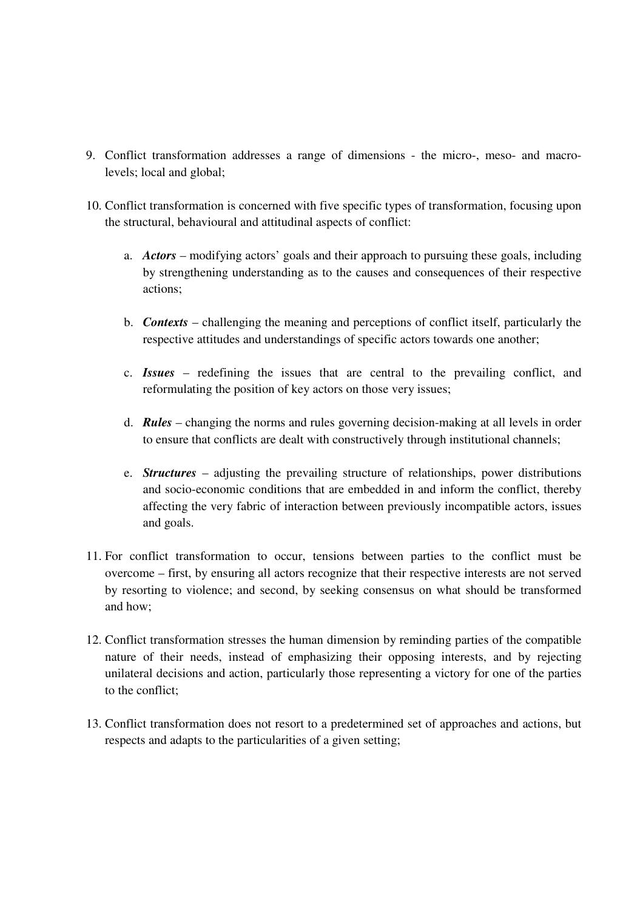9. Conflict transformation addresses a range of dimensions - the micro-, meso- and macro-levels; local and global;

10. Conflict transformation is concerned with five specific types of transformation, focusing upon the structural, behavioural and attitudinal aspects of conflict:

    a. ***Actors*** – modifying actors' goals and their approach to pursuing these goals, including by strengthening understanding as to the causes and consequences of their respective actions;

    b. ***Contexts*** – challenging the meaning and perceptions of conflict itself, particularly the respective attitudes and understandings of specific actors towards one another;

    c. ***Issues*** – redefining the issues that are central to the prevailing conflict, and reformulating the position of key actors on those very issues;

    d. ***Rules*** – changing the norms and rules governing decision-making at all levels in order to ensure that conflicts are dealt with constructively through institutional channels;

    e. ***Structures*** – adjusting the prevailing structure of relationships, power distributions and socio-economic conditions that are embedded in and inform the conflict, thereby affecting the very fabric of interaction between previously incompatible actors, issues and goals.

11. For conflict transformation to occur, tensions between parties to the conflict must be overcome – first, by ensuring all actors recognize that their respective interests are not served by resorting to violence; and second, by seeking consensus on what should be transformed and how;

12. Conflict transformation stresses the human dimension by reminding parties of the compatible nature of their needs, instead of emphasizing their opposing interests, and by rejecting unilateral decisions and action, particularly those representing a victory for one of the parties to the conflict;

13. Conflict transformation does not resort to a predetermined set of approaches and actions, but respects and adapts to the particularities of a given setting;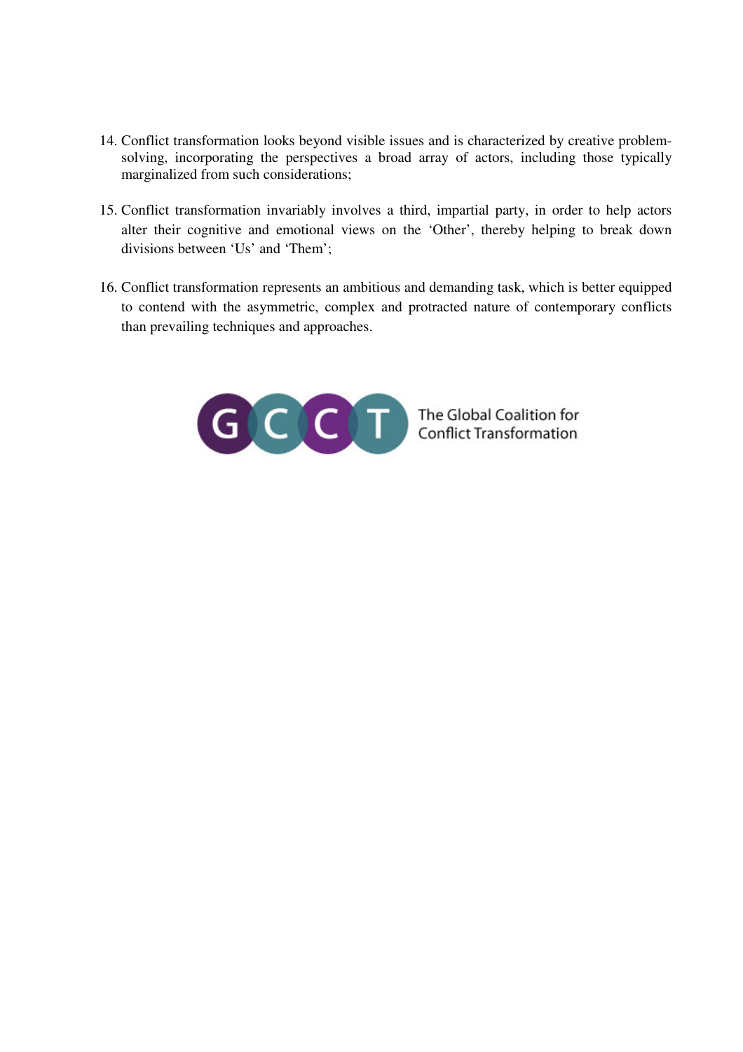14. Conflict transformation looks beyond visible issues and is characterized by creative problem-solving, incorporating the perspectives a broad array of actors, including those typically marginalized from such considerations;

15. Conflict transformation invariably involves a third, impartial party, in order to help actors alter their cognitive and emotional views on the 'Other', thereby helping to break down divisions between 'Us' and 'Them';

16. Conflict transformation represents an ambitious and demanding task, which is better equipped to contend with the asymmetric, complex and protracted nature of contemporary conflicts than prevailing techniques and approaches.

GCCT The Global Coalition for Conflict Transformation